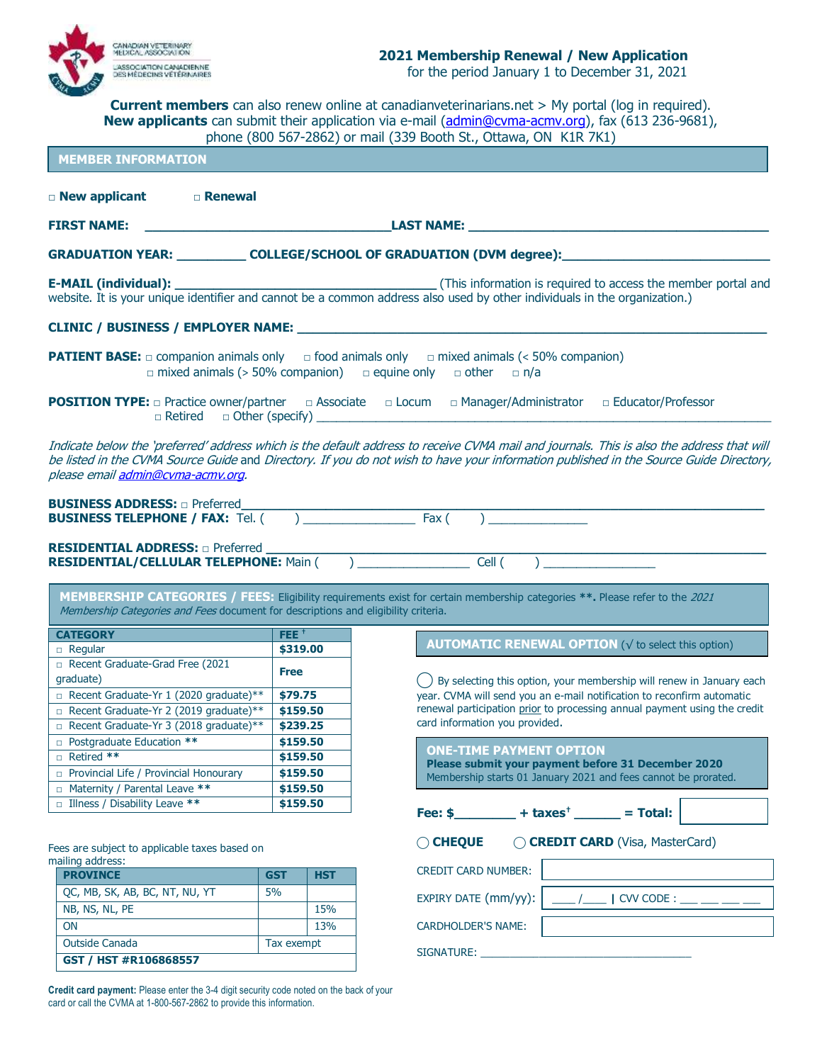# 2021 Membership Renewal / New Application

for the period January 1 to December 31, 2021

**Current members** can also renew online at canadianveterinarians.net > My portal (log in required).
**New applicants** can submit their application via e-mail (admin@cvma-acmv.org), fax (613 236-9681), phone (800 567-2862) or mail (339 Booth St., Ottawa, ON K1R 7K1)

## MEMBER INFORMATION

□ **New applicant** □ **Renewal**

**FIRST NAME:** ______________________________ **LAST NAME:** ______________________________

**GRADUATION YEAR:** _________ **COLLEGE/SCHOOL OF GRADUATION (DVM degree):**______________________

**E-MAIL (individual):** ______________________________ (This information is required to access the member portal and website. It is your unique identifier and cannot be a common address also used by other individuals in the organization.)

**CLINIC / BUSINESS / EMPLOYER NAME:** ______________________________

**PATIENT BASE:** □ companion animals only □ food animals only □ mixed animals (< 50% companion) □ mixed animals (> 50% companion) □ equine only □ other □ n/a

**POSITION TYPE:** □ Practice owner/partner □ Associate □ Locum □ Manager/Administrator □ Educator/Professor □ Retired □ Other (specify) ______________________________

*Indicate below the 'preferred' address which is the default address to receive CVMA mail and journals. This is also the address that will be listed in the CVMA Source Guide* and *Directory. If you do not wish to have your information published in the Source Guide Directory, please email admin@cvma-acmv.org.*

**BUSINESS ADDRESS:** □ Preferred______________________________
**BUSINESS TELEPHONE / FAX:** Tel. ( ) _______________ Fax ( ) _______________

**RESIDENTIAL ADDRESS:** □ Preferred ______________________________
**RESIDENTIAL/CELLULAR TELEPHONE:** Main ( ) _______________ Cell ( ) _______________

## MEMBERSHIP CATEGORIES / FEES:

Eligibility requirements exist for certain membership categories **. Please refer to the *2021 Membership Categories and Fees* document for descriptions and eligibility criteria.

| CATEGORY | FEE † |
|---|---|
| □ Regular | $319.00 |
| □ Recent Graduate-Grad Free (2021 graduate) | Free |
| □ Recent Graduate-Yr 1 (2020 graduate)** | $79.75 |
| □ Recent Graduate-Yr 2 (2019 graduate)** | $159.50 |
| □ Recent Graduate-Yr 3 (2018 graduate)** | $239.25 |
| □ Postgraduate Education ** | $159.50 |
| □ Retired ** | $159.50 |
| □ Provincial Life / Provincial Honourary | $159.50 |
| □ Maternity / Parental Leave ** | $159.50 |
| □ Illness / Disability Leave ** | $159.50 |

Fees are subject to applicable taxes based on mailing address:

| PROVINCE | GST | HST |
|---|---|---|
| QC, MB, SK, AB, BC, NT, NU, YT | 5% | |
| NB, NS, NL, PE | | 15% |
| ON | | 13% |
| Outside Canada | Tax exempt | |
| GST / HST #R106868557 | | |

**Credit card payment:** Please enter the 3-4 digit security code noted on the back of your card or call the CVMA at 1-800-567-2862 to provide this information.

## AUTOMATIC RENEWAL OPTION (√ to select this option)

◯ By selecting this option, your membership will renew in January each year. CVMA will send you an e-mail notification to reconfirm automatic renewal participation prior to processing annual payment using the credit card information you provided.

## ONE-TIME PAYMENT OPTION

**Please submit your payment before 31 December 2020**
Membership starts 01 January 2021 and fees cannot be prorated.

**Fee: $**________ **+ taxes†** ______ **= Total:** __________

◯ **CHEQUE** ◯ **CREDIT CARD** (Visa, MasterCard)

CREDIT CARD NUMBER: ______________________________

EXPIRY DATE (mm/yy): ____ /____ | CVV CODE : ___ ___ ___ ___

CARDHOLDER'S NAME: ______________________________

SIGNATURE: ______________________________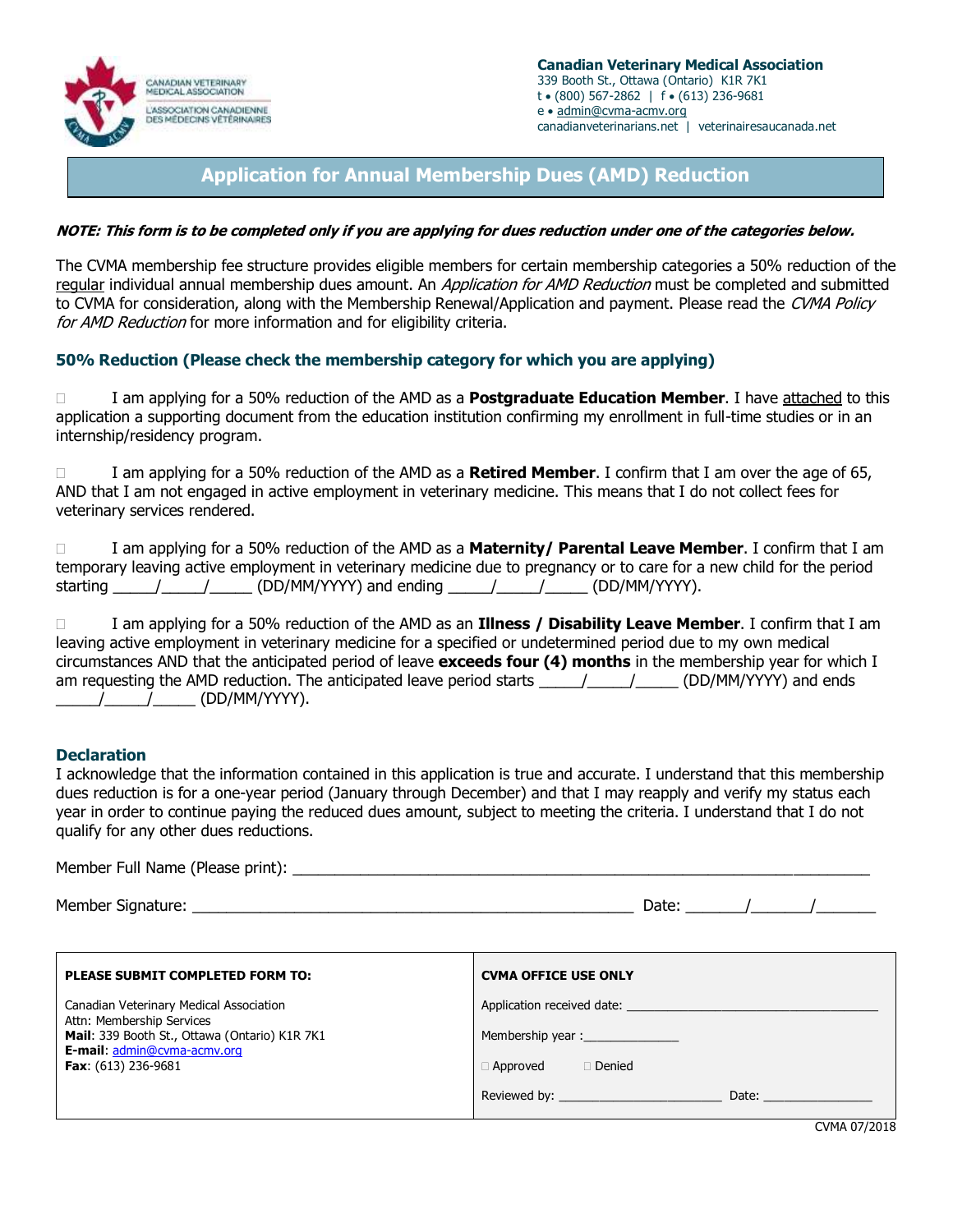**Canadian Veterinary Medical Association**
339 Booth St., Ottawa (Ontario) K1R 7K1
t • (800) 567-2862 | f • (613) 236-9681
e • admin@cvma-acmv.org
canadianveterinarians.net | veterinairesaucanada.net

# Application for Annual Membership Dues (AMD) Reduction

***NOTE: This form is to be completed only if you are applying for dues reduction under one of the categories below.***

The CVMA membership fee structure provides eligible members for certain membership categories a 50% reduction of the regular individual annual membership dues amount. An *Application for AMD Reduction* must be completed and submitted to CVMA for consideration, along with the Membership Renewal/Application and payment. Please read the *CVMA Policy for AMD Reduction* for more information and for eligibility criteria.

### 50% Reduction (Please check the membership category for which you are applying)

☐ I am applying for a 50% reduction of the AMD as a **Postgraduate Education Member**. I have attached to this application a supporting document from the education institution confirming my enrollment in full-time studies or in an internship/residency program.

☐ I am applying for a 50% reduction of the AMD as a **Retired Member**. I confirm that I am over the age of 65, AND that I am not engaged in active employment in veterinary medicine. This means that I do not collect fees for veterinary services rendered.

☐ I am applying for a 50% reduction of the AMD as a **Maternity/ Parental Leave Member**. I confirm that I am temporary leaving active employment in veterinary medicine due to pregnancy or to care for a new child for the period starting _____/_____/_____ (DD/MM/YYYY) and ending _____/_____/_____ (DD/MM/YYYY).

☐ I am applying for a 50% reduction of the AMD as an **Illness / Disability Leave Member**. I confirm that I am leaving active employment in veterinary medicine for a specified or undetermined period due to my own medical circumstances AND that the anticipated period of leave **exceeds four (4) months** in the membership year for which I am requesting the AMD reduction. The anticipated leave period starts _____/_____/_____ (DD/MM/YYYY) and ends _____/_____/_____ (DD/MM/YYYY).

### Declaration

I acknowledge that the information contained in this application is true and accurate. I understand that this membership dues reduction is for a one-year period (January through December) and that I may reapply and verify my status each year in order to continue paying the reduced dues amount, subject to meeting the criteria. I understand that I do not qualify for any other dues reductions.

Member Full Name (Please print): ______________________________________________________________

Member Signature: ______________________________________________ Date: _______/_______/_______

| **PLEASE SUBMIT COMPLETED FORM TO:** | **CVMA OFFICE USE ONLY** |
|---|---|
| Canadian Veterinary Medical Association<br>Attn: Membership Services<br>**Mail**: 339 Booth St., Ottawa (Ontario) K1R 7K1<br>**E-mail**: admin@cvma-acmv.org<br>**Fax**: (613) 236-9681 | Application received date: ______________________<br>Membership year :______________<br>☐ Approved ☐ Denied<br>Reviewed by: ______________________ Date: _______________ |

CVMA 07/2018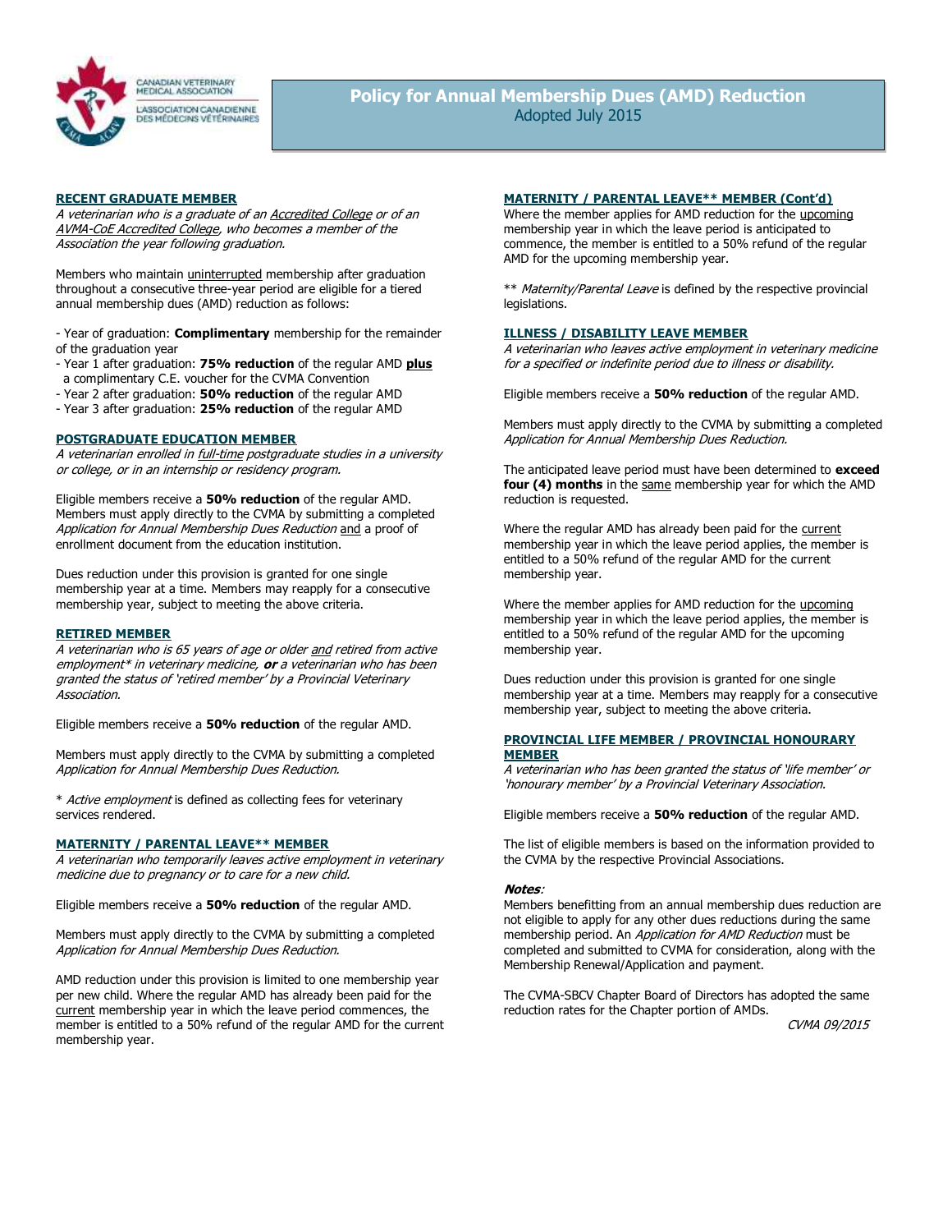CANADIAN VETERINARY MEDICAL ASSOCIATION
L'ASSOCIATION CANADIENNE DES MÉDECINS VÉTÉRINAIRES

# Policy for Annual Membership Dues (AMD) Reduction

Adopted July 2015

## RECENT GRADUATE MEMBER

*A veterinarian who is a graduate of an Accredited College or of an AVMA-CoE Accredited College, who becomes a member of the Association the year following graduation.*

Members who maintain uninterrupted membership after graduation throughout a consecutive three-year period are eligible for a tiered annual membership dues (AMD) reduction as follows:

- Year of graduation: **Complimentary** membership for the remainder of the graduation year
- Year 1 after graduation: **75% reduction** of the regular AMD **plus** a complimentary C.E. voucher for the CVMA Convention
- Year 2 after graduation: **50% reduction** of the regular AMD
- Year 3 after graduation: **25% reduction** of the regular AMD

## POSTGRADUATE EDUCATION MEMBER

*A veterinarian enrolled in full-time postgraduate studies in a university or college, or in an internship or residency program.*

Eligible members receive a **50% reduction** of the regular AMD. Members must apply directly to the CVMA by submitting a completed *Application for Annual Membership Dues Reduction* and a proof of enrollment document from the education institution.

Dues reduction under this provision is granted for one single membership year at a time. Members may reapply for a consecutive membership year, subject to meeting the above criteria.

## RETIRED MEMBER

*A veterinarian who is 65 years of age or older and retired from active employment\* in veterinary medicine, **or** a veterinarian who has been granted the status of 'retired member' by a Provincial Veterinary Association.*

Eligible members receive a **50% reduction** of the regular AMD.

Members must apply directly to the CVMA by submitting a completed *Application for Annual Membership Dues Reduction.*

\* *Active employment* is defined as collecting fees for veterinary services rendered.

## MATERNITY / PARENTAL LEAVE** MEMBER

*A veterinarian who temporarily leaves active employment in veterinary medicine due to pregnancy or to care for a new child.*

Eligible members receive a **50% reduction** of the regular AMD.

Members must apply directly to the CVMA by submitting a completed *Application for Annual Membership Dues Reduction.*

AMD reduction under this provision is limited to one membership year per new child. Where the regular AMD has already been paid for the current membership year in which the leave period commences, the member is entitled to a 50% refund of the regular AMD for the current membership year.

## MATERNITY / PARENTAL LEAVE** MEMBER (Cont'd)

Where the member applies for AMD reduction for the upcoming membership year in which the leave period is anticipated to commence, the member is entitled to a 50% refund of the regular AMD for the upcoming membership year.

** *Maternity/Parental Leave* is defined by the respective provincial legislations.

## ILLNESS / DISABILITY LEAVE MEMBER

*A veterinarian who leaves active employment in veterinary medicine for a specified or indefinite period due to illness or disability.*

Eligible members receive a **50% reduction** of the regular AMD.

Members must apply directly to the CVMA by submitting a completed *Application for Annual Membership Dues Reduction.*

The anticipated leave period must have been determined to **exceed four (4) months** in the same membership year for which the AMD reduction is requested.

Where the regular AMD has already been paid for the current membership year in which the leave period applies, the member is entitled to a 50% refund of the regular AMD for the current membership year.

Where the member applies for AMD reduction for the upcoming membership year in which the leave period applies, the member is entitled to a 50% refund of the regular AMD for the upcoming membership year.

Dues reduction under this provision is granted for one single membership year at a time. Members may reapply for a consecutive membership year, subject to meeting the above criteria.

## PROVINCIAL LIFE MEMBER / PROVINCIAL HONOURARY MEMBER

*A veterinarian who has been granted the status of 'life member' or 'honourary member' by a Provincial Veterinary Association.*

Eligible members receive a **50% reduction** of the regular AMD.

The list of eligible members is based on the information provided to the CVMA by the respective Provincial Associations.

***Notes:***

Members benefitting from an annual membership dues reduction are not eligible to apply for any other dues reductions during the same membership period. An *Application for AMD Reduction* must be completed and submitted to CVMA for consideration, along with the Membership Renewal/Application and payment.

The CVMA-SBCV Chapter Board of Directors has adopted the same reduction rates for the Chapter portion of AMDs.

*CVMA 09/2015*